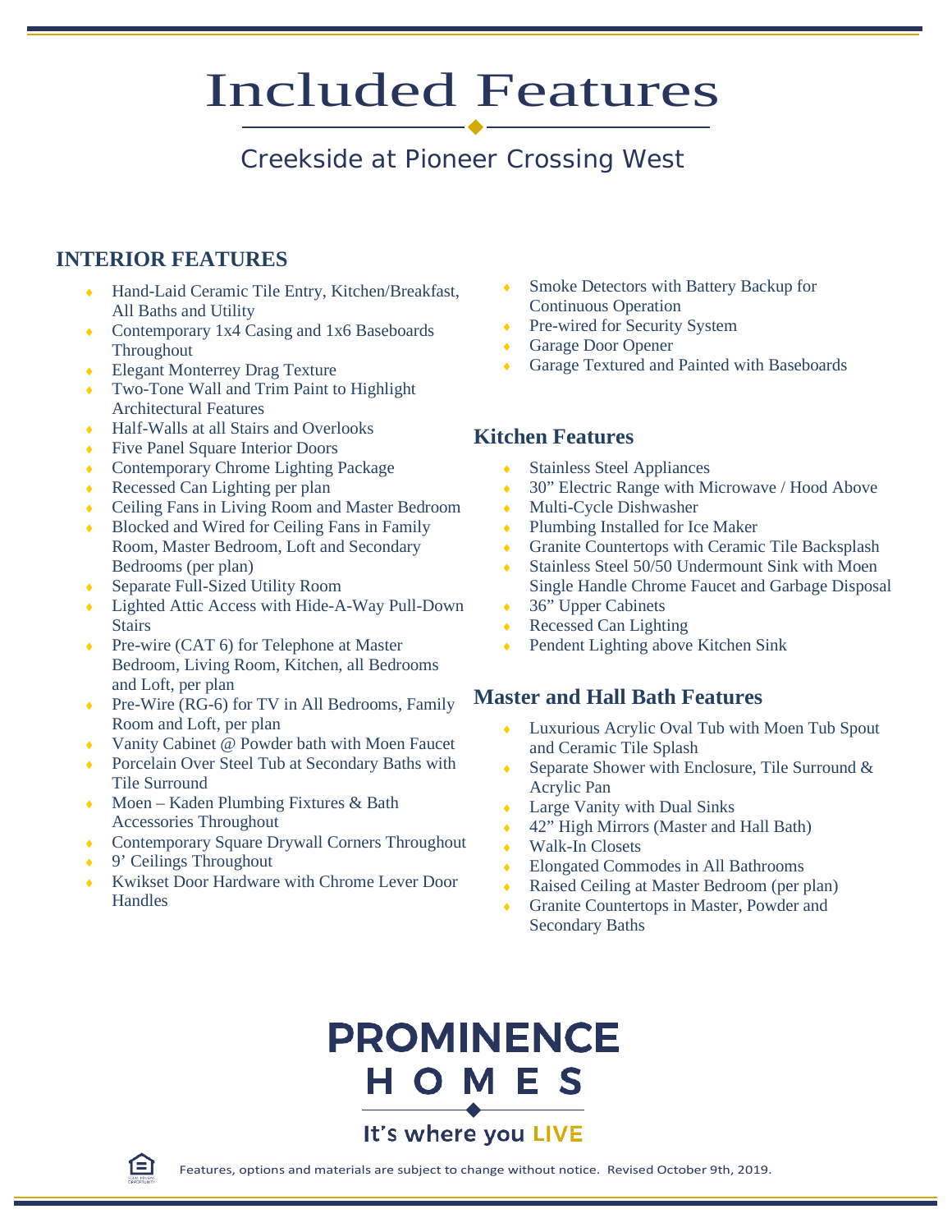# Included Features

## Creekside at Pioneer Crossing West

### INTERIOR FEATURES

- Hand-Laid Ceramic Tile Entry, Kitchen/Breakfast, All Baths and Utility
- Contemporary 1x4 Casing and 1x6 Baseboards Throughout
- Elegant Monterrey Drag Texture
- Two-Tone Wall and Trim Paint to Highlight Architectural Features
- Half-Walls at all Stairs and Overlooks
- Five Panel Square Interior Doors
- Contemporary Chrome Lighting Package
- Recessed Can Lighting per plan
- Ceiling Fans in Living Room and Master Bedroom
- Blocked and Wired for Ceiling Fans in Family Room, Master Bedroom, Loft and Secondary Bedrooms (per plan)
- Separate Full-Sized Utility Room
- Lighted Attic Access with Hide-A-Way Pull-Down Stairs
- Pre-wire (CAT 6) for Telephone at Master Bedroom, Living Room, Kitchen, all Bedrooms and Loft, per plan
- Pre-Wire (RG-6) for TV in All Bedrooms, Family Room and Loft, per plan
- Vanity Cabinet @ Powder bath with Moen Faucet
- Porcelain Over Steel Tub at Secondary Baths with Tile Surround
- Moen – Kaden Plumbing Fixtures & Bath Accessories Throughout
- Contemporary Square Drywall Corners Throughout
- 9' Ceilings Throughout
- Kwikset Door Hardware with Chrome Lever Door Handles
- Smoke Detectors with Battery Backup for Continuous Operation
- Pre-wired for Security System
- Garage Door Opener
- Garage Textured and Painted with Baseboards

### Kitchen Features

- Stainless Steel Appliances
- 30" Electric Range with Microwave / Hood Above
- Multi-Cycle Dishwasher
- Plumbing Installed for Ice Maker
- Granite Countertops with Ceramic Tile Backsplash
- Stainless Steel 50/50 Undermount Sink with Moen Single Handle Chrome Faucet and Garbage Disposal
- 36" Upper Cabinets
- Recessed Can Lighting
- Pendent Lighting above Kitchen Sink

### Master and Hall Bath Features

- Luxurious Acrylic Oval Tub with Moen Tub Spout and Ceramic Tile Splash
- Separate Shower with Enclosure, Tile Surround & Acrylic Pan
- Large Vanity with Dual Sinks
- 42" High Mirrors (Master and Hall Bath)
- Walk-In Closets
- Elongated Commodes in All Bathrooms
- Raised Ceiling at Master Bedroom (per plan)
- Granite Countertops in Master, Powder and Secondary Baths

**PROMINENCE HOMES**

It's where you LIVE

Features, options and materials are subject to change without notice. Revised October 9th, 2019.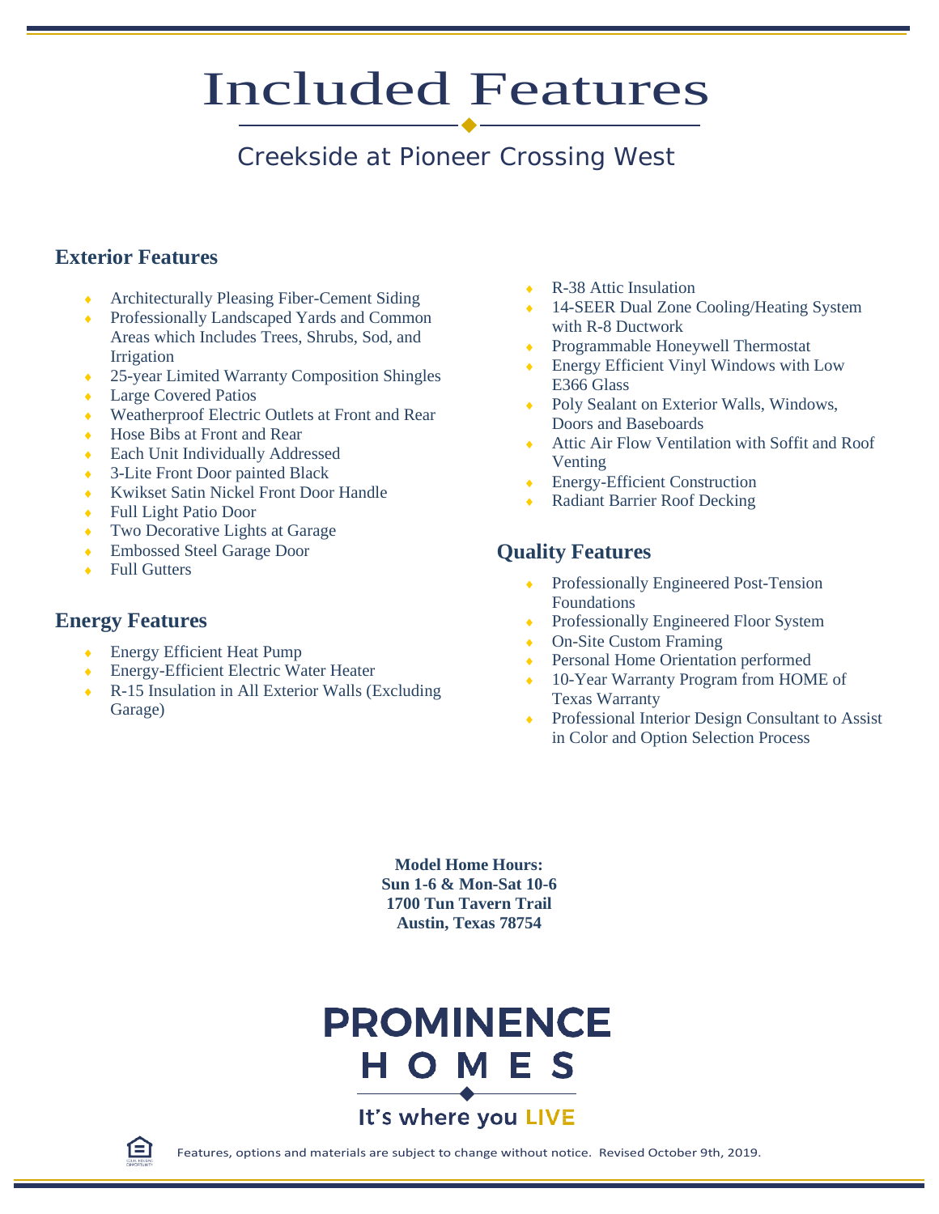# Included Features

## Creekside at Pioneer Crossing West

### Exterior Features

- Architecturally Pleasing Fiber-Cement Siding
- Professionally Landscaped Yards and Common Areas which Includes Trees, Shrubs, Sod, and Irrigation
- 25-year Limited Warranty Composition Shingles
- Large Covered Patios
- Weatherproof Electric Outlets at Front and Rear
- Hose Bibs at Front and Rear
- Each Unit Individually Addressed
- 3-Lite Front Door painted Black
- Kwikset Satin Nickel Front Door Handle
- Full Light Patio Door
- Two Decorative Lights at Garage
- Embossed Steel Garage Door
- Full Gutters

### Energy Features

- Energy Efficient Heat Pump
- Energy-Efficient Electric Water Heater
- R-15 Insulation in All Exterior Walls (Excluding Garage)
- R-38 Attic Insulation
- 14-SEER Dual Zone Cooling/Heating System with R-8 Ductwork
- Programmable Honeywell Thermostat
- Energy Efficient Vinyl Windows with Low E366 Glass
- Poly Sealant on Exterior Walls, Windows, Doors and Baseboards
- Attic Air Flow Ventilation with Soffit and Roof Venting
- Energy-Efficient Construction
- Radiant Barrier Roof Decking

### Quality Features

- Professionally Engineered Post-Tension Foundations
- Professionally Engineered Floor System
- On-Site Custom Framing
- Personal Home Orientation performed
- 10-Year Warranty Program from HOME of Texas Warranty
- Professional Interior Design Consultant to Assist in Color and Option Selection Process

**Model Home Hours:**
**Sun 1-6 & Mon-Sat 10-6**
**1700 Tun Tavern Trail**
**Austin, Texas 78754**

PROMINENCE HOMES

It's where you LIVE

Features, options and materials are subject to change without notice. Revised October 9th, 2019.